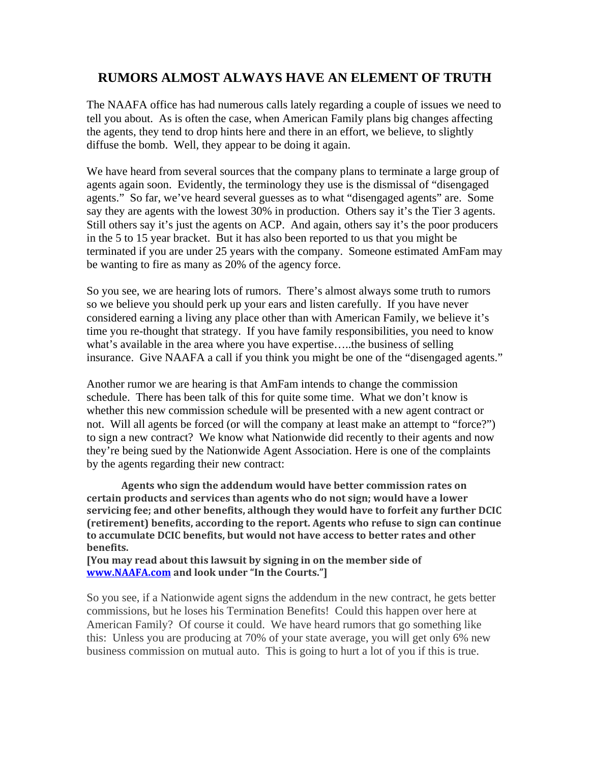# RUMORS ALMOST ALWAYS HAVE AN ELEMENT OF TRUTH

The NAAFA office has had numerous calls lately regarding a couple of issues we need to tell you about. As is often the case, when American Family plans big changes affecting the agents, they tend to drop hints here and there in an effort, we believe, to slightly diffuse the bomb. Well, they appear to be doing it again.

We have heard from several sources that the company plans to terminate a large group of agents again soon. Evidently, the terminology they use is the dismissal of "disengaged agents." So far, we've heard several guesses as to what "disengaged agents" are. Some say they are agents with the lowest 30% in production. Others say it's the Tier 3 agents. Still others say it's just the agents on ACP. And again, others say it's the poor producers in the 5 to 15 year bracket. But it has also been reported to us that you might be terminated if you are under 25 years with the company. Someone estimated AmFam may be wanting to fire as many as 20% of the agency force.

So you see, we are hearing lots of rumors. There's almost always some truth to rumors so we believe you should perk up your ears and listen carefully. If you have never considered earning a living any place other than with American Family, we believe it's time you re-thought that strategy. If you have family responsibilities, you need to know what's available in the area where you have expertise…..the business of selling insurance. Give NAAFA a call if you think you might be one of the "disengaged agents."

Another rumor we are hearing is that AmFam intends to change the commission schedule. There has been talk of this for quite some time. What we don't know is whether this new commission schedule will be presented with a new agent contract or not. Will all agents be forced (or will the company at least make an attempt to "force?") to sign a new contract? We know what Nationwide did recently to their agents and now they're being sued by the Nationwide Agent Association. Here is one of the complaints by the agents regarding their new contract:

> **Agents who sign the addendum would have better commission rates on certain products and services than agents who do not sign; would have a lower servicing fee; and other benefits, although they would have to forfeit any further DCIC (retirement) benefits, according to the report. Agents who refuse to sign can continue to accumulate DCIC benefits, but would not have access to better rates and other benefits.**
>
> **[You may read about this lawsuit by signing in on the member side of www.NAAFA.com and look under "In the Courts."]**

So you see, if a Nationwide agent signs the addendum in the new contract, he gets better commissions, but he loses his Termination Benefits! Could this happen over here at American Family? Of course it could. We have heard rumors that go something like this: Unless you are producing at 70% of your state average, you will get only 6% new business commission on mutual auto. This is going to hurt a lot of you if this is true.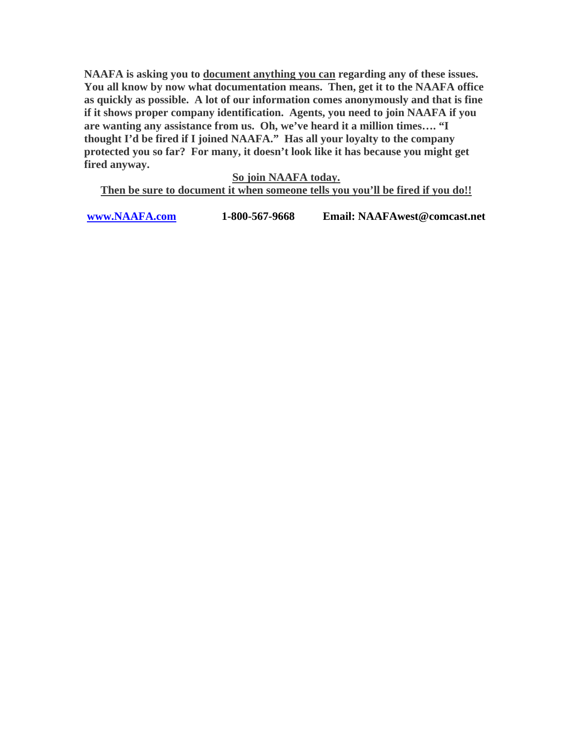**NAAFA is asking you to <u>document anything you can</u> regarding any of these issues. You all know by now what documentation means. Then, get it to the NAAFA office as quickly as possible. A lot of our information comes anonymously and that is fine if it shows proper company identification. Agents, you need to join NAAFA if you are wanting any assistance from us. Oh, we've heard it a million times…. "I thought I'd be fired if I joined NAAFA." Has all your loyalty to the company protected you so far? For many, it doesn't look like it has because you might get fired anyway.**

**<u>So join NAAFA today.</u>**

**<u>Then be sure to document it when someone tells you you'll be fired if you do!!</u>**

**www.NAAFA.com 1-800-567-9668 Email: NAAFAwest@comcast.net**